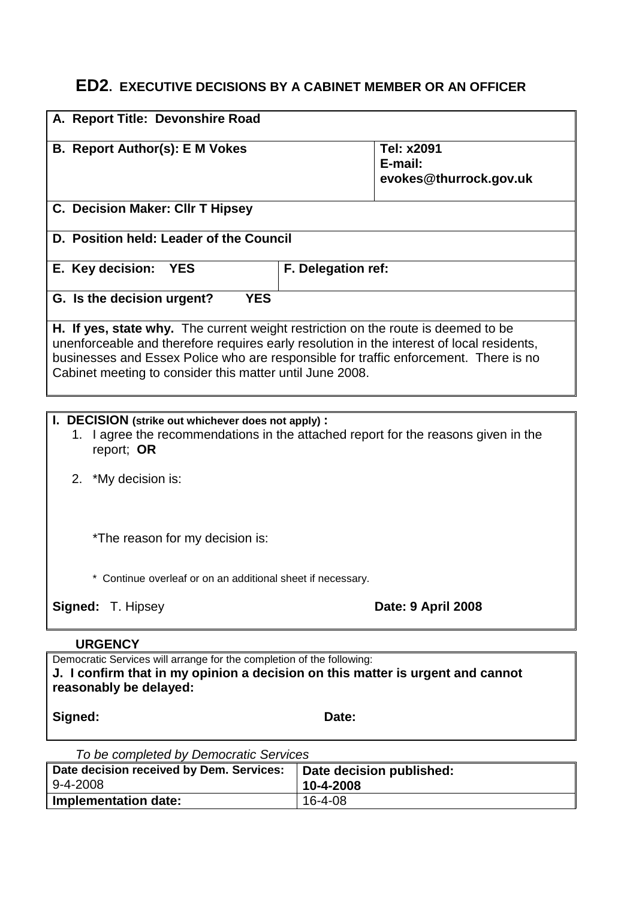# ED2. EXECUTIVE DECISIONS BY A CABINET MEMBER OR AN OFFICER

| | | |
|---|---|---|
| **A. Report Title: Devonshire Road** | | |
| **B. Report Author(s): E M Vokes** | | **Tel: x2091**<br>**E-mail:**<br>**evokes@thurrock.gov.uk** |
| **C. Decision Maker: Cllr T Hipsey** | | |
| **D. Position held: Leader of the Council** | | |
| **E. Key decision: YES** | **F. Delegation ref:** | |
| **G. Is the decision urgent? YES** | | |
| **H. If yes, state why.** The current weight restriction on the route is deemed to be unenforceable and therefore requires early resolution in the interest of local residents, businesses and Essex Police who are responsible for traffic enforcement. There is no Cabinet meeting to consider this matter until June 2008. | | |

**I. DECISION (strike out whichever does not apply) :**

1. I agree the recommendations in the attached report for the reasons given in the report; **OR**

2. *My decision is:

   *The reason for my decision is:

   * Continue overleaf or on an additional sheet if necessary.

**Signed:** T. Hipsey **Date: 9 April 2008**

**URGENCY**

Democratic Services will arrange for the completion of the following:

**J. I confirm that in my opinion a decision on this matter is urgent and cannot reasonably be delayed:**

**Signed:** **Date:**

*To be completed by Democratic Services*

| **Date decision received by Dem. Services:**<br>9-4-2008 | **Date decision published:**<br>**10-4-2008** |
|---|---|
| **Implementation date:** | 16-4-08 |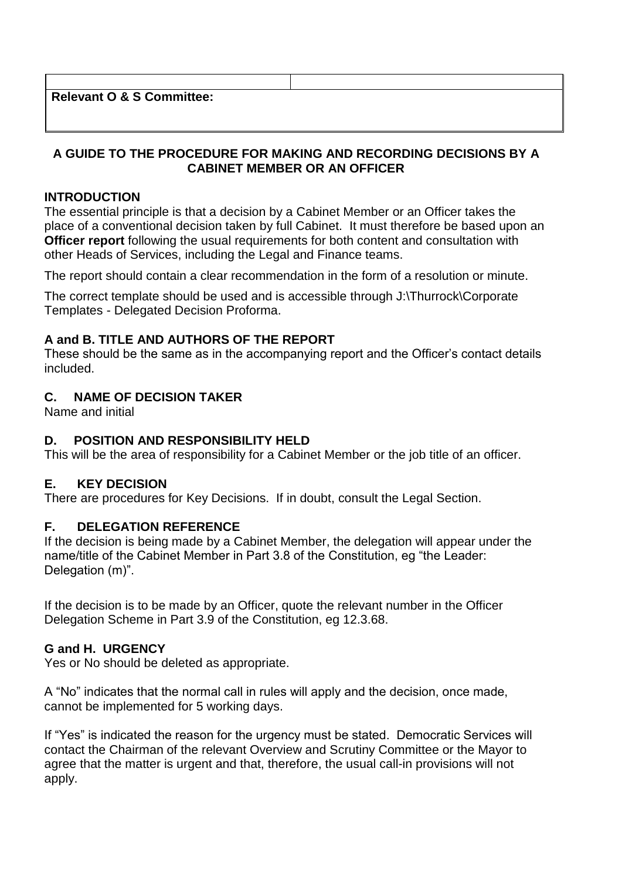| | |
|---|---|
| **Relevant O & S Committee:** | |

## A GUIDE TO THE PROCEDURE FOR MAKING AND RECORDING DECISIONS BY A CABINET MEMBER OR AN OFFICER

### INTRODUCTION

The essential principle is that a decision by a Cabinet Member or an Officer takes the place of a conventional decision taken by full Cabinet. It must therefore be based upon an **Officer report** following the usual requirements for both content and consultation with other Heads of Services, including the Legal and Finance teams.

The report should contain a clear recommendation in the form of a resolution or minute.

The correct template should be used and is accessible through J:\Thurrock\Corporate Templates - Delegated Decision Proforma.

### A and B. TITLE AND AUTHORS OF THE REPORT

These should be the same as in the accompanying report and the Officer's contact details included.

### C. NAME OF DECISION TAKER

Name and initial

### D. POSITION AND RESPONSIBILITY HELD

This will be the area of responsibility for a Cabinet Member or the job title of an officer.

### E. KEY DECISION

There are procedures for Key Decisions. If in doubt, consult the Legal Section.

### F. DELEGATION REFERENCE

If the decision is being made by a Cabinet Member, the delegation will appear under the name/title of the Cabinet Member in Part 3.8 of the Constitution, eg "the Leader: Delegation (m)".

If the decision is to be made by an Officer, quote the relevant number in the Officer Delegation Scheme in Part 3.9 of the Constitution, eg 12.3.68.

### G and H. URGENCY

Yes or No should be deleted as appropriate.

A "No" indicates that the normal call in rules will apply and the decision, once made, cannot be implemented for 5 working days.

If "Yes" is indicated the reason for the urgency must be stated. Democratic Services will contact the Chairman of the relevant Overview and Scrutiny Committee or the Mayor to agree that the matter is urgent and that, therefore, the usual call-in provisions will not apply.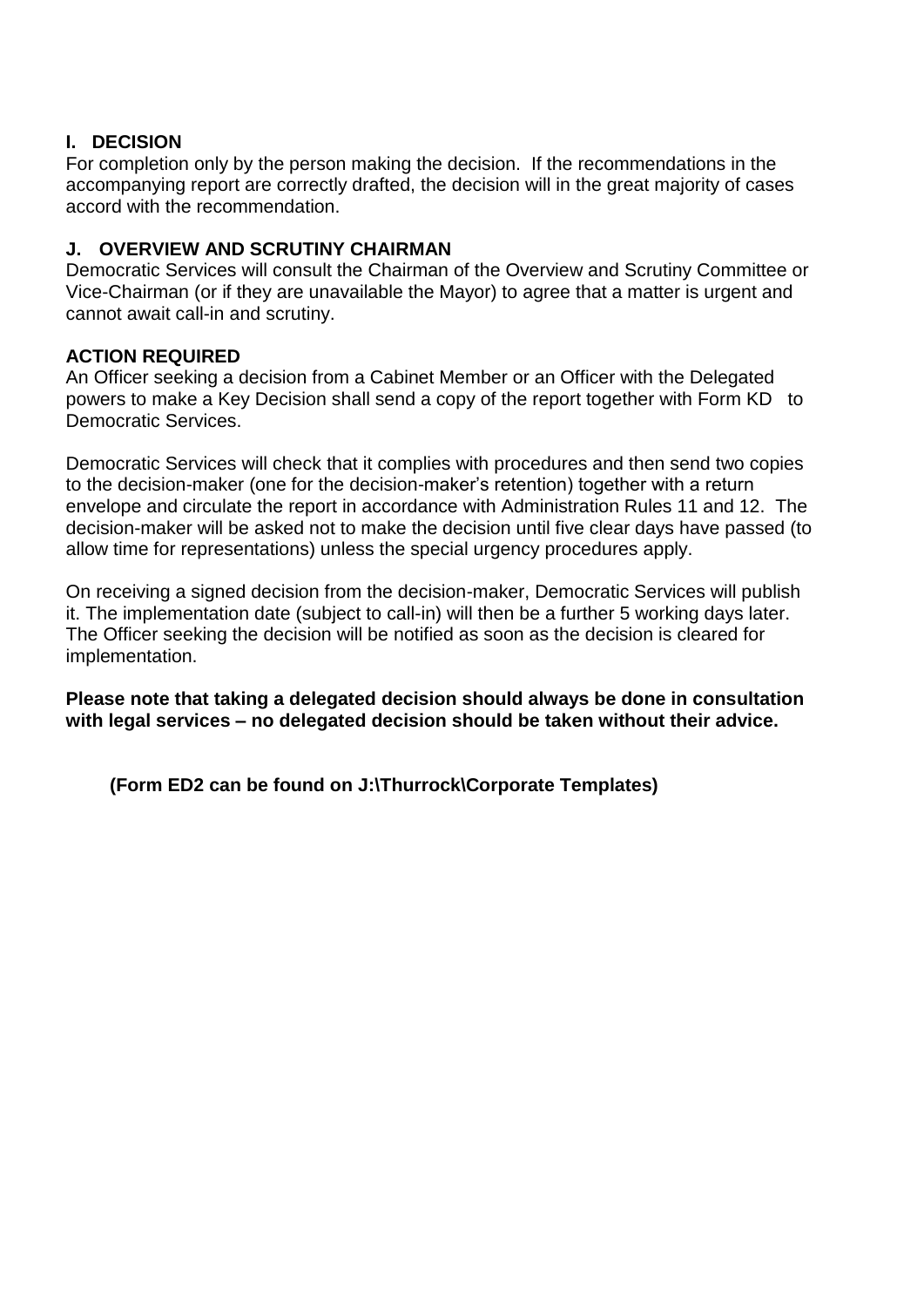## I. DECISION

For completion only by the person making the decision. If the recommendations in the accompanying report are correctly drafted, the decision will in the great majority of cases accord with the recommendation.

## J. OVERVIEW AND SCRUTINY CHAIRMAN

Democratic Services will consult the Chairman of the Overview and Scrutiny Committee or Vice-Chairman (or if they are unavailable the Mayor) to agree that a matter is urgent and cannot await call-in and scrutiny.

## ACTION REQUIRED

An Officer seeking a decision from a Cabinet Member or an Officer with the Delegated powers to make a Key Decision shall send a copy of the report together with Form KD to Democratic Services.

Democratic Services will check that it complies with procedures and then send two copies to the decision-maker (one for the decision-maker's retention) together with a return envelope and circulate the report in accordance with Administration Rules 11 and 12. The decision-maker will be asked not to make the decision until five clear days have passed (to allow time for representations) unless the special urgency procedures apply.

On receiving a signed decision from the decision-maker, Democratic Services will publish it. The implementation date (subject to call-in) will then be a further 5 working days later. The Officer seeking the decision will be notified as soon as the decision is cleared for implementation.

**Please note that taking a delegated decision should always be done in consultation with legal services – no delegated decision should be taken without their advice.**

**(Form ED2 can be found on J:\Thurrock\Corporate Templates)**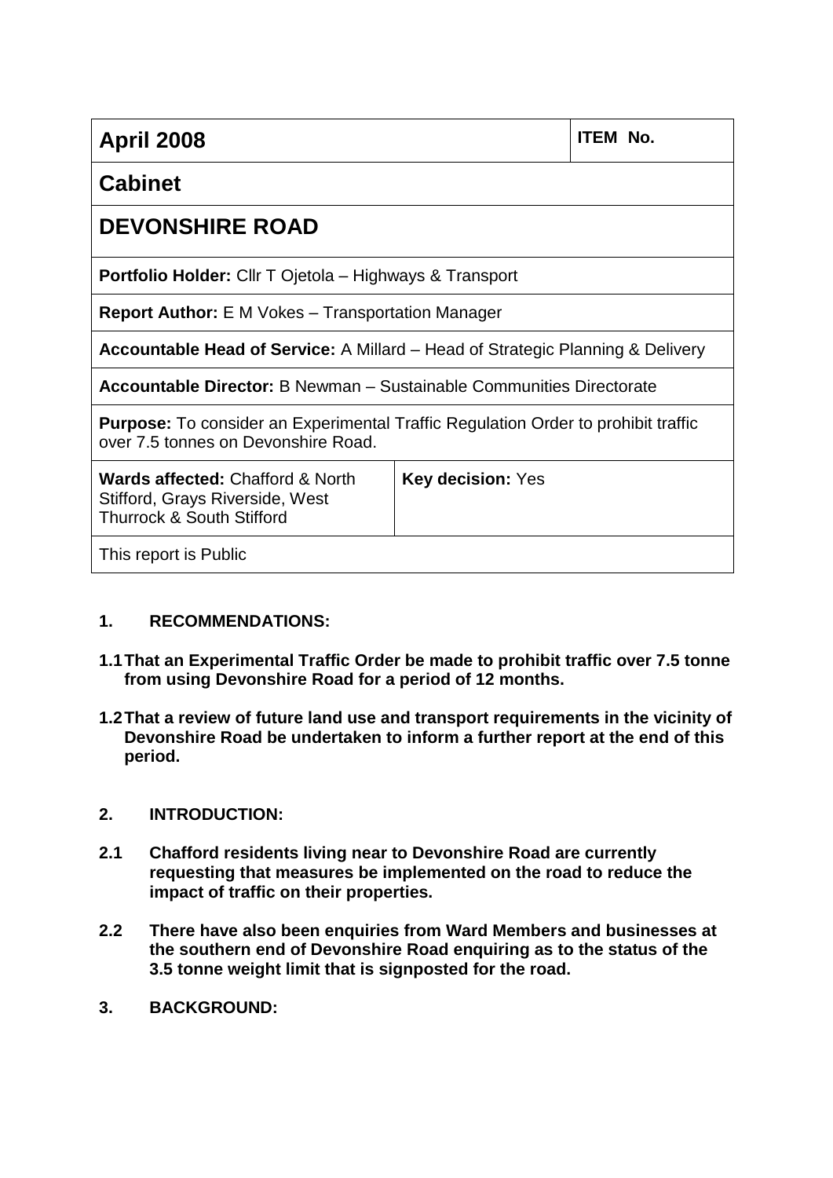| **April 2008** | | **ITEM No.** |
|---|---|---|
| **Cabinet** | | |
| **DEVONSHIRE ROAD** | | |
| **Portfolio Holder:** Cllr T Ojetola – Highways & Transport | | |
| **Report Author:** E M Vokes – Transportation Manager | | |
| **Accountable Head of Service:** A Millard – Head of Strategic Planning & Delivery | | |
| **Accountable Director:** B Newman – Sustainable Communities Directorate | | |
| **Purpose:** To consider an Experimental Traffic Regulation Order to prohibit traffic over 7.5 tonnes on Devonshire Road. | | |
| **Wards affected:** Chafford & North Stifford, Grays Riverside, West Thurrock & South Stifford | **Key decision:** Yes | |
| This report is Public | | |

## 1. RECOMMENDATIONS:

**1.1 That an Experimental Traffic Order be made to prohibit traffic over 7.5 tonne from using Devonshire Road for a period of 12 months.**

**1.2 That a review of future land use and transport requirements in the vicinity of Devonshire Road be undertaken to inform a further report at the end of this period.**

## 2. INTRODUCTION:

**2.1 Chafford residents living near to Devonshire Road are currently requesting that measures be implemented on the road to reduce the impact of traffic on their properties.**

**2.2 There have also been enquiries from Ward Members and businesses at the southern end of Devonshire Road enquiring as to the status of the 3.5 tonne weight limit that is signposted for the road.**

## 3. BACKGROUND: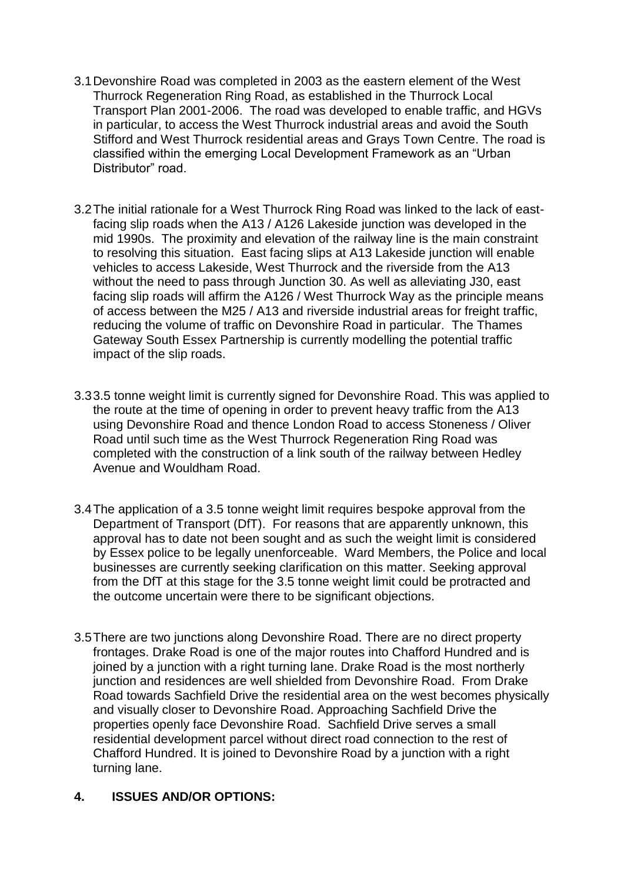3.1 Devonshire Road was completed in 2003 as the eastern element of the West Thurrock Regeneration Ring Road, as established in the Thurrock Local Transport Plan 2001-2006. The road was developed to enable traffic, and HGVs in particular, to access the West Thurrock industrial areas and avoid the South Stifford and West Thurrock residential areas and Grays Town Centre. The road is classified within the emerging Local Development Framework as an "Urban Distributor" road.

3.2 The initial rationale for a West Thurrock Ring Road was linked to the lack of east-facing slip roads when the A13 / A126 Lakeside junction was developed in the mid 1990s. The proximity and elevation of the railway line is the main constraint to resolving this situation. East facing slips at A13 Lakeside junction will enable vehicles to access Lakeside, West Thurrock and the riverside from the A13 without the need to pass through Junction 30. As well as alleviating J30, east facing slip roads will affirm the A126 / West Thurrock Way as the principle means of access between the M25 / A13 and riverside industrial areas for freight traffic, reducing the volume of traffic on Devonshire Road in particular. The Thames Gateway South Essex Partnership is currently modelling the potential traffic impact of the slip roads.

3.3 3.5 tonne weight limit is currently signed for Devonshire Road. This was applied to the route at the time of opening in order to prevent heavy traffic from the A13 using Devonshire Road and thence London Road to access Stoneness / Oliver Road until such time as the West Thurrock Regeneration Ring Road was completed with the construction of a link south of the railway between Hedley Avenue and Wouldham Road.

3.4 The application of a 3.5 tonne weight limit requires bespoke approval from the Department of Transport (DfT). For reasons that are apparently unknown, this approval has to date not been sought and as such the weight limit is considered by Essex police to be legally unenforceable. Ward Members, the Police and local businesses are currently seeking clarification on this matter. Seeking approval from the DfT at this stage for the 3.5 tonne weight limit could be protracted and the outcome uncertain were there to be significant objections.

3.5 There are two junctions along Devonshire Road. There are no direct property frontages. Drake Road is one of the major routes into Chafford Hundred and is joined by a junction with a right turning lane. Drake Road is the most northerly junction and residences are well shielded from Devonshire Road. From Drake Road towards Sachfield Drive the residential area on the west becomes physically and visually closer to Devonshire Road. Approaching Sachfield Drive the properties openly face Devonshire Road. Sachfield Drive serves a small residential development parcel without direct road connection to the rest of Chafford Hundred. It is joined to Devonshire Road by a junction with a right turning lane.

## 4. ISSUES AND/OR OPTIONS: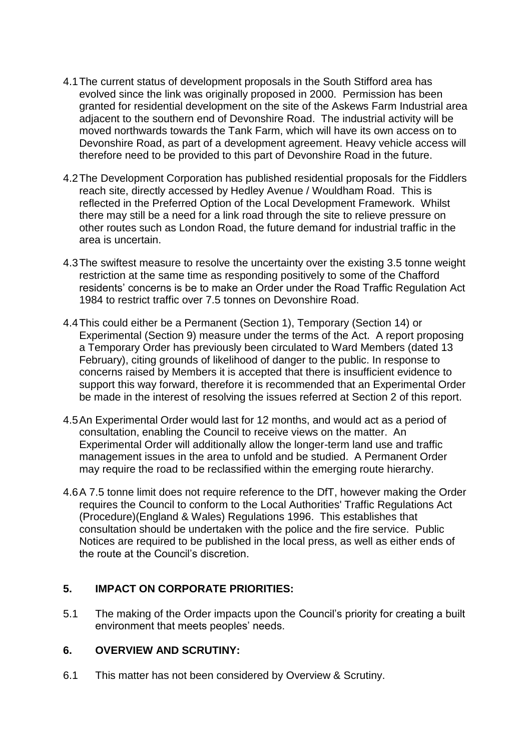4.1 The current status of development proposals in the South Stifford area has evolved since the link was originally proposed in 2000. Permission has been granted for residential development on the site of the Askews Farm Industrial area adjacent to the southern end of Devonshire Road. The industrial activity will be moved northwards towards the Tank Farm, which will have its own access on to Devonshire Road, as part of a development agreement. Heavy vehicle access will therefore need to be provided to this part of Devonshire Road in the future.

4.2 The Development Corporation has published residential proposals for the Fiddlers reach site, directly accessed by Hedley Avenue / Wouldham Road. This is reflected in the Preferred Option of the Local Development Framework. Whilst there may still be a need for a link road through the site to relieve pressure on other routes such as London Road, the future demand for industrial traffic in the area is uncertain.

4.3 The swiftest measure to resolve the uncertainty over the existing 3.5 tonne weight restriction at the same time as responding positively to some of the Chafford residents' concerns is be to make an Order under the Road Traffic Regulation Act 1984 to restrict traffic over 7.5 tonnes on Devonshire Road.

4.4 This could either be a Permanent (Section 1), Temporary (Section 14) or Experimental (Section 9) measure under the terms of the Act. A report proposing a Temporary Order has previously been circulated to Ward Members (dated 13 February), citing grounds of likelihood of danger to the public. In response to concerns raised by Members it is accepted that there is insufficient evidence to support this way forward, therefore it is recommended that an Experimental Order be made in the interest of resolving the issues referred at Section 2 of this report.

4.5 An Experimental Order would last for 12 months, and would act as a period of consultation, enabling the Council to receive views on the matter. An Experimental Order will additionally allow the longer-term land use and traffic management issues in the area to unfold and be studied. A Permanent Order may require the road to be reclassified within the emerging route hierarchy.

4.6 A 7.5 tonne limit does not require reference to the DfT, however making the Order requires the Council to conform to the Local Authorities' Traffic Regulations Act (Procedure)(England & Wales) Regulations 1996. This establishes that consultation should be undertaken with the police and the fire service. Public Notices are required to be published in the local press, as well as either ends of the route at the Council's discretion.

## 5. IMPACT ON CORPORATE PRIORITIES:

5.1 The making of the Order impacts upon the Council's priority for creating a built environment that meets peoples' needs.

## 6. OVERVIEW AND SCRUTINY:

6.1 This matter has not been considered by Overview & Scrutiny.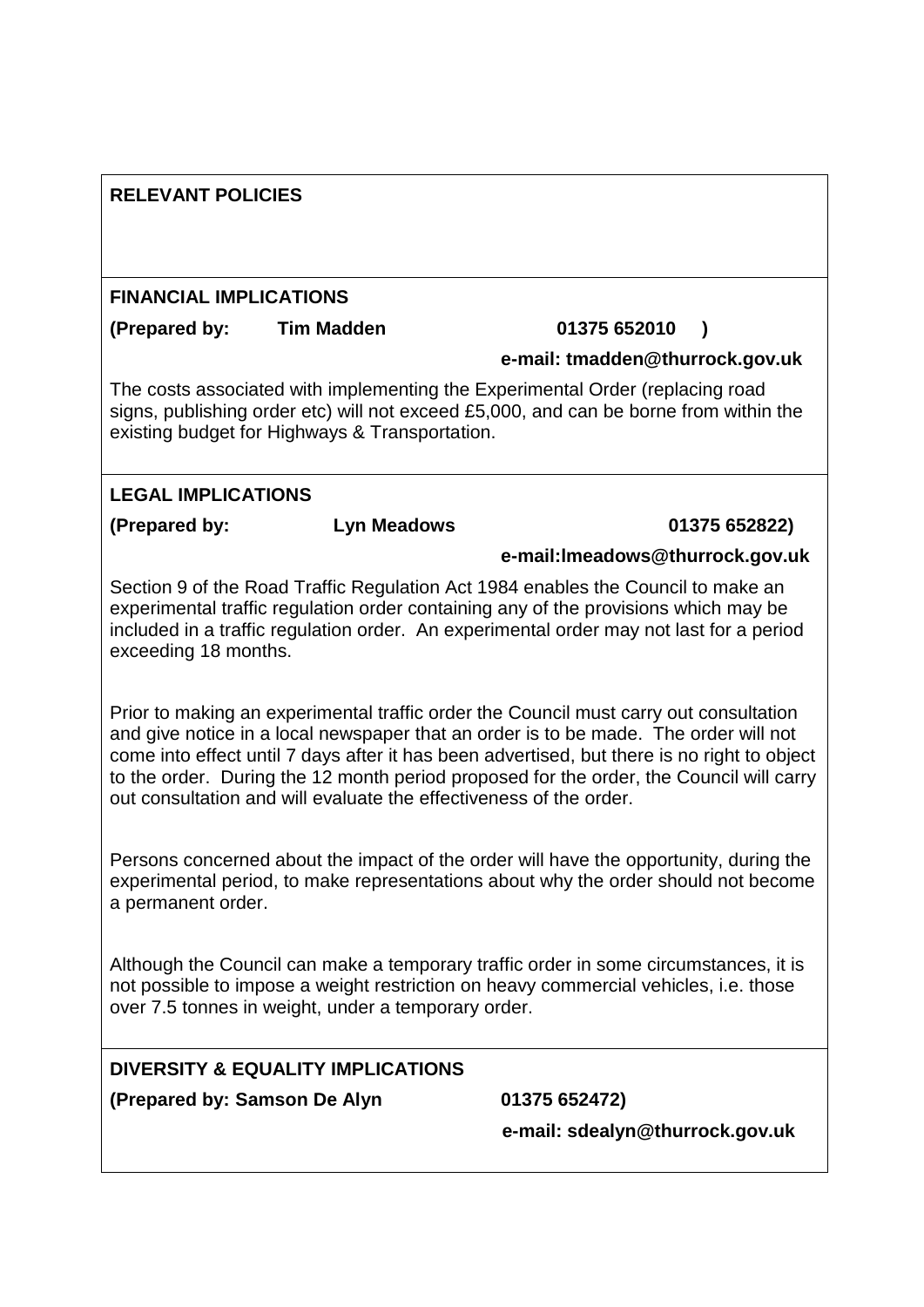## RELEVANT POLICIES

## FINANCIAL IMPLICATIONS

**(Prepared by: Tim Madden 01375 652010 )**

**e-mail: tmadden@thurrock.gov.uk**

The costs associated with implementing the Experimental Order (replacing road signs, publishing order etc) will not exceed £5,000, and can be borne from within the existing budget for Highways & Transportation.

## LEGAL IMPLICATIONS

**(Prepared by: Lyn Meadows 01375 652822)**

**e-mail:lmeadows@thurrock.gov.uk**

Section 9 of the Road Traffic Regulation Act 1984 enables the Council to make an experimental traffic regulation order containing any of the provisions which may be included in a traffic regulation order. An experimental order may not last for a period exceeding 18 months.

Prior to making an experimental traffic order the Council must carry out consultation and give notice in a local newspaper that an order is to be made. The order will not come into effect until 7 days after it has been advertised, but there is no right to object to the order. During the 12 month period proposed for the order, the Council will carry out consultation and will evaluate the effectiveness of the order.

Persons concerned about the impact of the order will have the opportunity, during the experimental period, to make representations about why the order should not become a permanent order.

Although the Council can make a temporary traffic order in some circumstances, it is not possible to impose a weight restriction on heavy commercial vehicles, i.e. those over 7.5 tonnes in weight, under a temporary order.

## DIVERSITY & EQUALITY IMPLICATIONS

**(Prepared by: Samson De Alyn 01375 652472)**

**e-mail: sdealyn@thurrock.gov.uk**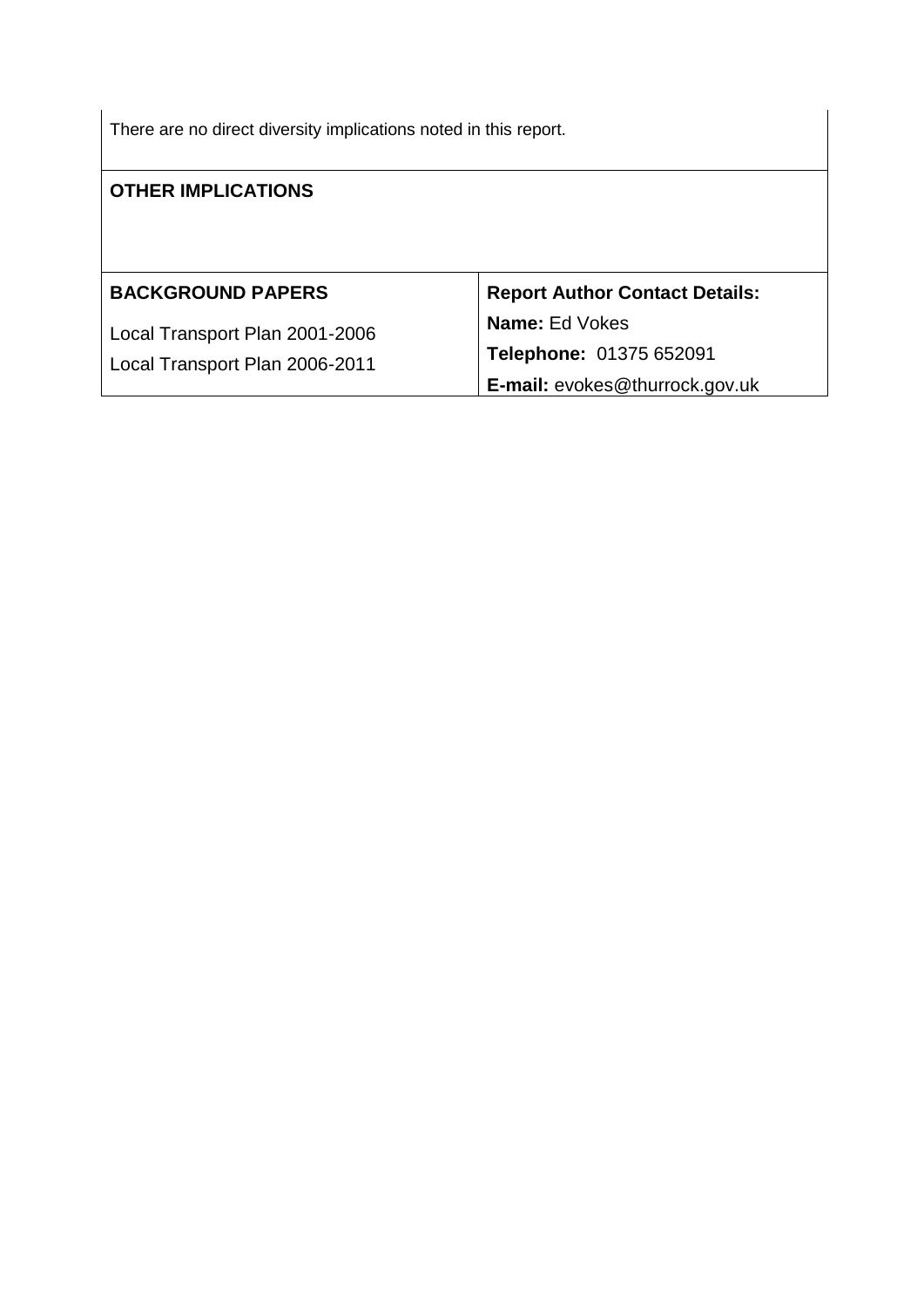There are no direct diversity implications noted in this report.

**OTHER IMPLICATIONS**

| | |
|---|---|
| **BACKGROUND PAPERS**<br><br>Local Transport Plan 2001-2006<br>Local Transport Plan 2006-2011 | **Report Author Contact Details:**<br>**Name:** Ed Vokes<br>**Telephone:** 01375 652091<br>**E-mail:** evokes@thurrock.gov.uk |